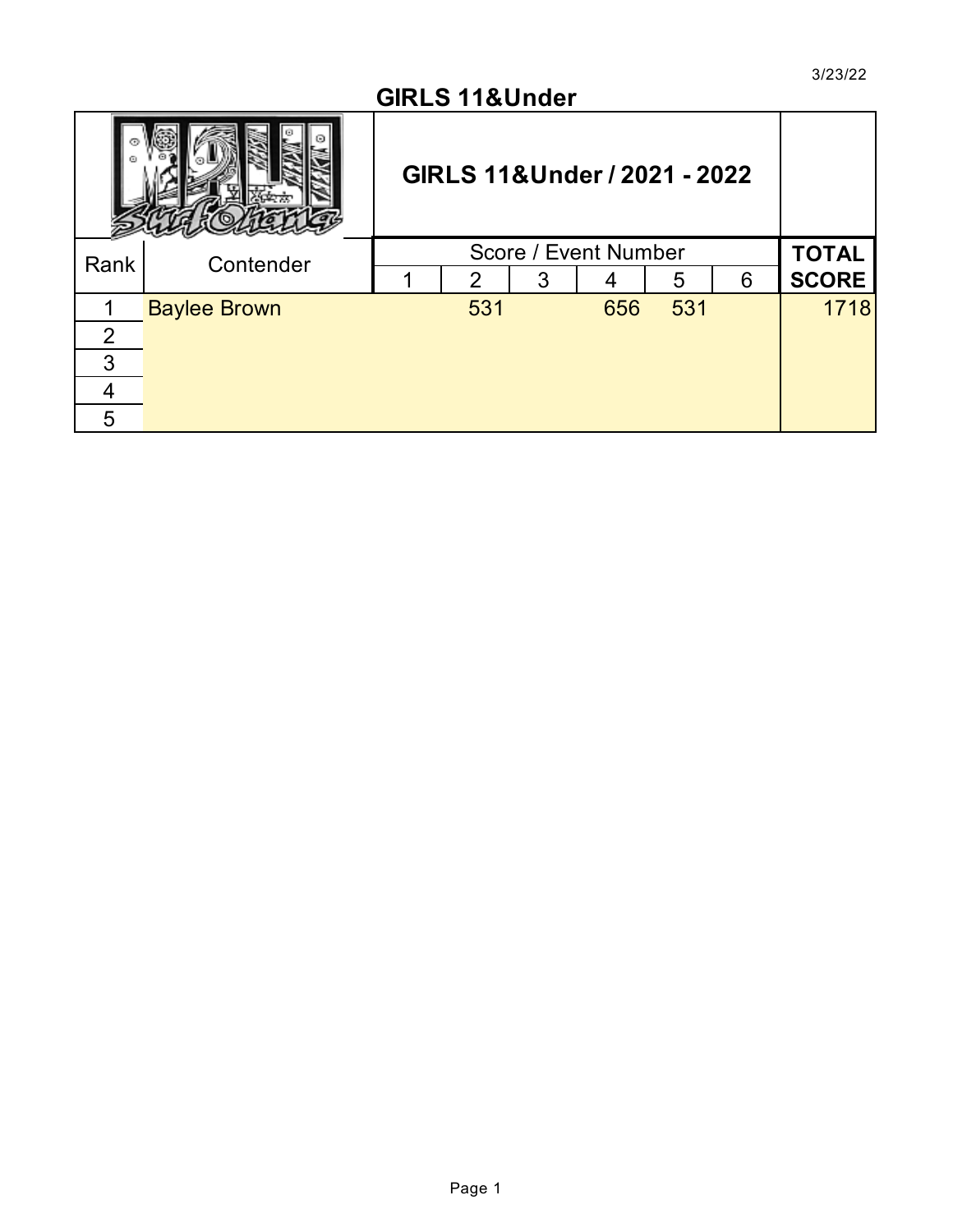3/23/22

## GIRLS 11&Under

### GIRLS 11&Under / 2021 - 2022

| Rank | Contender | Score / Event Number | | | | | | TOTAL SCORE |
|---|---|---|---|---|---|---|---|---|
| | | 1 | 2 | 3 | 4 | 5 | 6 | |
| 1 | Baylee Brown | | 531 | | 656 | 531 | | 1718 |
| 2 | | | | | | | | |
| 3 | | | | | | | | |
| 4 | | | | | | | | |
| 5 | | | | | | | | |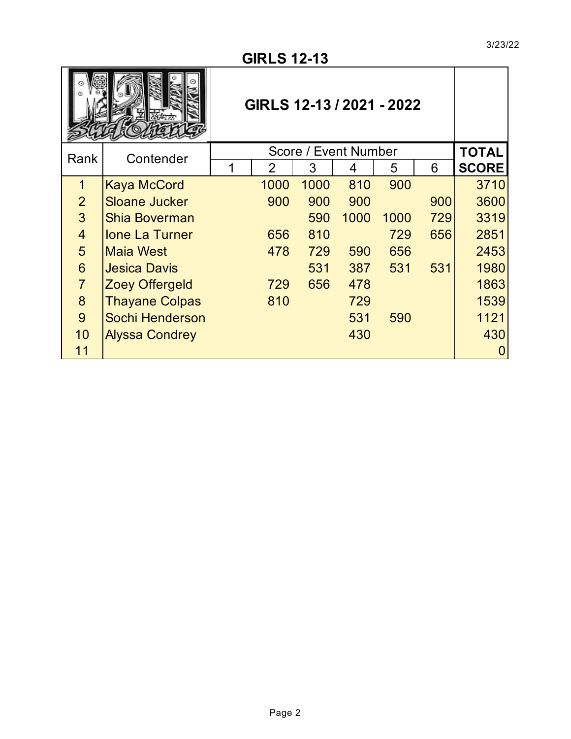3/23/22

# GIRLS 12-13

## GIRLS 12-13 / 2021 - 2022

| Rank | Contender | Score / Event Number | | | | | | TOTAL SCORE |
|---|---|---|---|---|---|---|---|---|
| | | 1 | 2 | 3 | 4 | 5 | 6 | |
| 1 | Kaya McCord | | 1000 | 1000 | 810 | 900 | | 3710 |
| 2 | Sloane Jucker | | 900 | 900 | 900 | | 900 | 3600 |
| 3 | Shia Boverman | | | 590 | 1000 | 1000 | 729 | 3319 |
| 4 | Ione La Turner | | 656 | 810 | | 729 | 656 | 2851 |
| 5 | Maia West | | 478 | 729 | 590 | 656 | | 2453 |
| 6 | Jesica Davis | | | 531 | 387 | 531 | 531 | 1980 |
| 7 | Zoey Offergeld | | 729 | 656 | 478 | | | 1863 |
| 8 | Thayane Colpas | | 810 | | 729 | | | 1539 |
| 9 | Sochi Henderson | | | | 531 | 590 | | 1121 |
| 10 | Alyssa Condrey | | | | 430 | | | 430 |
| 11 | | | | | | | | 0 |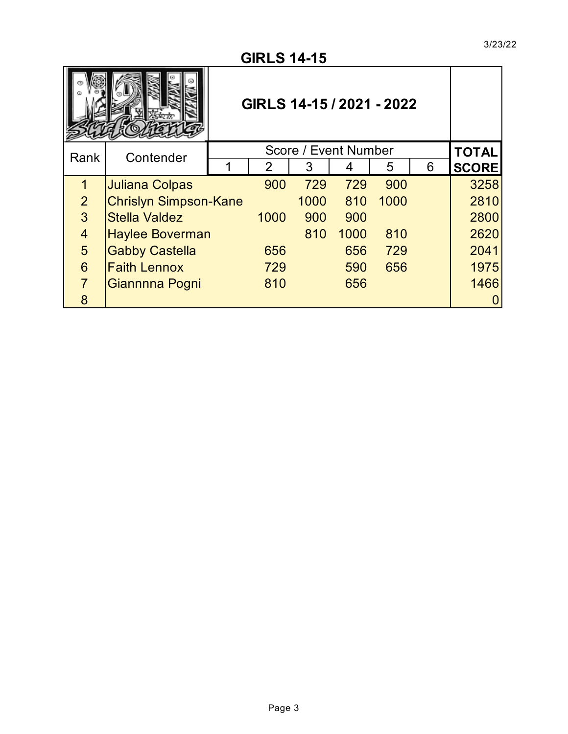3/23/22

## GIRLS 14-15

### GIRLS 14-15 / 2021 - 2022

| Rank | Contender | Score / Event Number | | | | | | TOTAL SCORE |
|---|---|---|---|---|---|---|---|---|
| | | 1 | 2 | 3 | 4 | 5 | 6 | |
| 1 | Juliana Colpas | | 900 | 729 | 729 | 900 | | 3258 |
| 2 | Chrislyn Simpson-Kane | | | 1000 | 810 | 1000 | | 2810 |
| 3 | Stella Valdez | | 1000 | 900 | 900 | | | 2800 |
| 4 | Haylee Boverman | | | 810 | 1000 | 810 | | 2620 |
| 5 | Gabby Castella | | 656 | | 656 | 729 | | 2041 |
| 6 | Faith Lennox | | 729 | | 590 | 656 | | 1975 |
| 7 | Giannnna Pogni | | 810 | | 656 | | | 1466 |
| 8 | | | | | | | | 0 |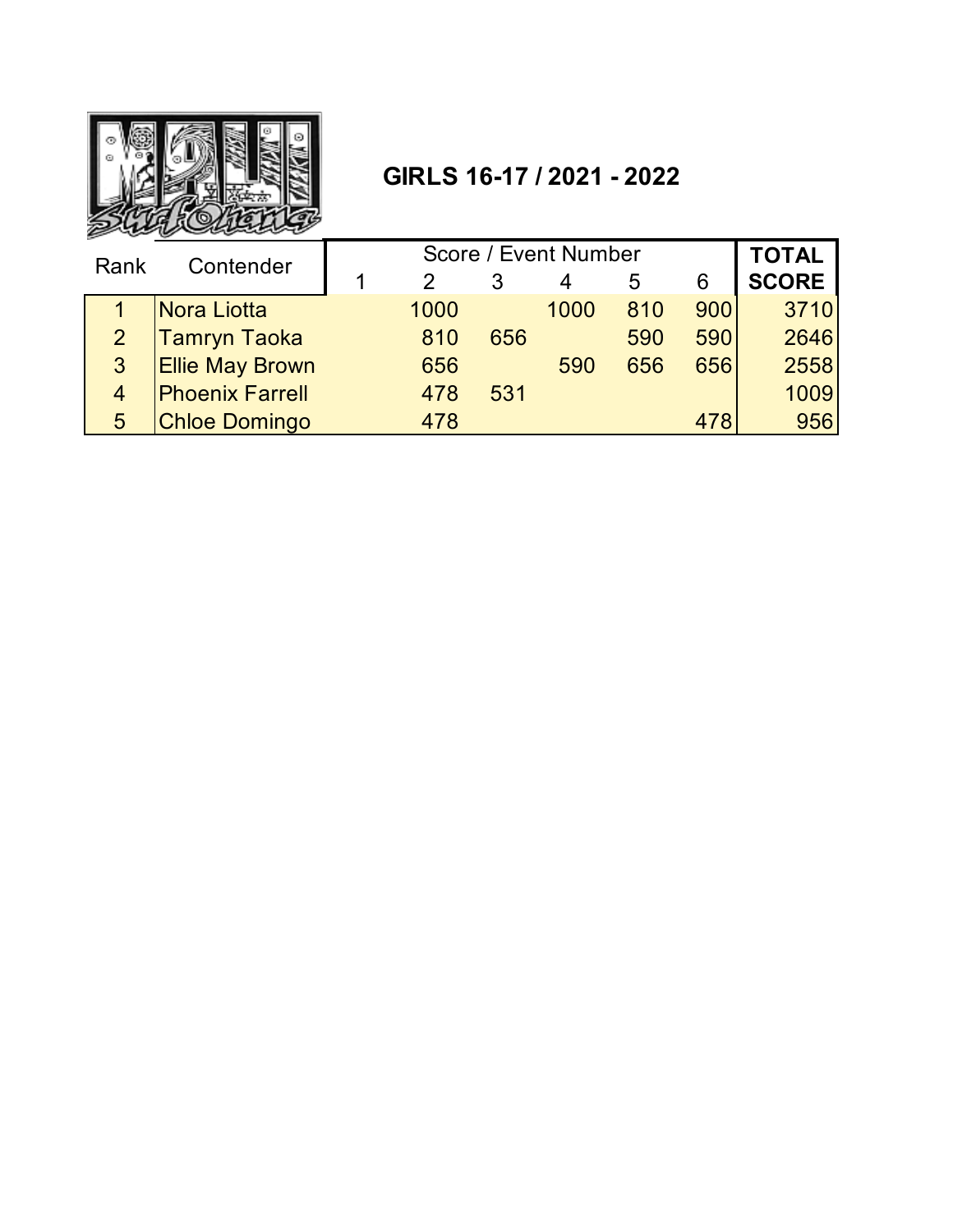## GIRLS 16-17 / 2021 - 2022

| Rank | Contender | Score / Event Number | | | | | | TOTAL SCORE |
|---|---|---|---|---|---|---|---|---|
| | | 1 | 2 | 3 | 4 | 5 | 6 | |
| 1 | Nora Liotta | | 1000 | | 1000 | 810 | 900 | 3710 |
| 2 | Tamryn Taoka | | 810 | 656 | | 590 | 590 | 2646 |
| 3 | Ellie May Brown | | 656 | | 590 | 656 | 656 | 2558 |
| 4 | Phoenix Farrell | | 478 | 531 | | | | 1009 |
| 5 | Chloe Domingo | | 478 | | | | 478 | 956 |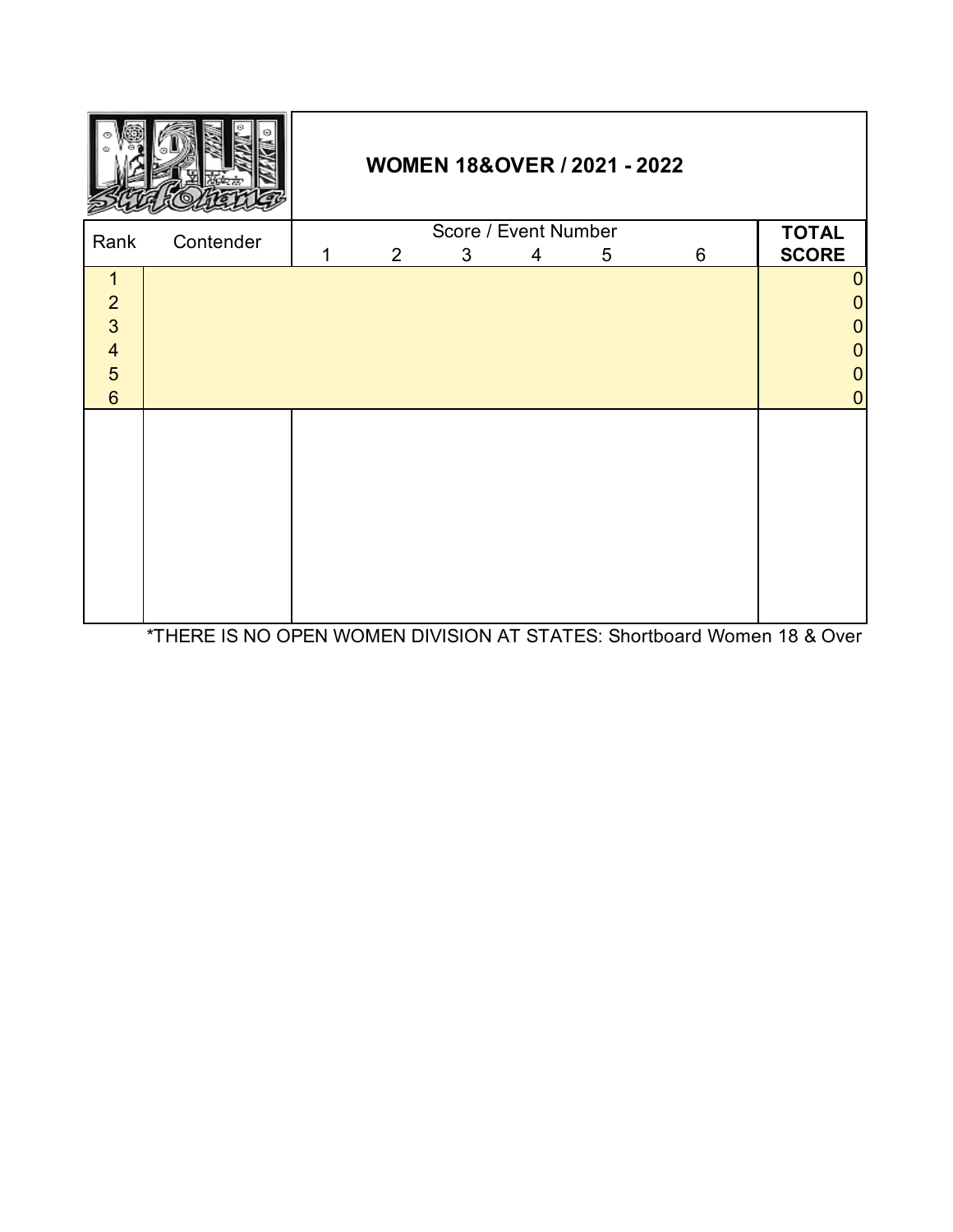## WOMEN 18&OVER / 2021 - 2022

| Rank | Contender | Score / Event Number | | | | | | TOTAL SCORE |
|---|---|---|---|---|---|---|---|---|
| | | 1 | 2 | 3 | 4 | 5 | 6 | |
| 1 | | | | | | | | 0 |
| 2 | | | | | | | | 0 |
| 3 | | | | | | | | 0 |
| 4 | | | | | | | | 0 |
| 5 | | | | | | | | 0 |
| 6 | | | | | | | | 0 |

*THERE IS NO OPEN WOMEN DIVISION AT STATES: Shortboard Women 18 & Over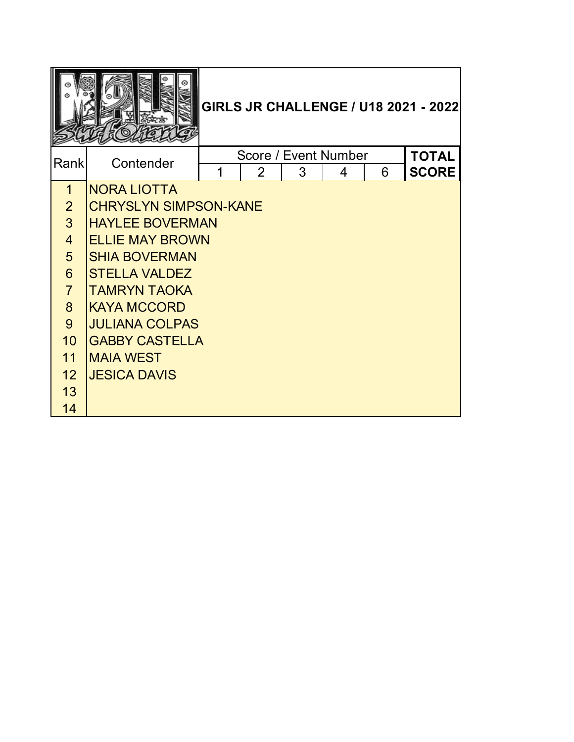# GIRLS JR CHALLENGE / U18 2021 - 2022

| Rank | Contender | Score / Event Number | | | | | TOTAL SCORE |
|---|---|---|---|---|---|---|---|
| | | 1 | 2 | 3 | 4 | 6 | |
| 1 | NORA LIOTTA | | | | | | |
| 2 | CHRYSLYN SIMPSON-KANE | | | | | | |
| 3 | HAYLEE BOVERMAN | | | | | | |
| 4 | ELLIE MAY BROWN | | | | | | |
| 5 | SHIA BOVERMAN | | | | | | |
| 6 | STELLA VALDEZ | | | | | | |
| 7 | TAMRYN TAOKA | | | | | | |
| 8 | KAYA MCCORD | | | | | | |
| 9 | JULIANA COLPAS | | | | | | |
| 10 | GABBY CASTELLA | | | | | | |
| 11 | MAIA WEST | | | | | | |
| 12 | JESICA DAVIS | | | | | | |
| 13 | | | | | | | |
| 14 | | | | | | | |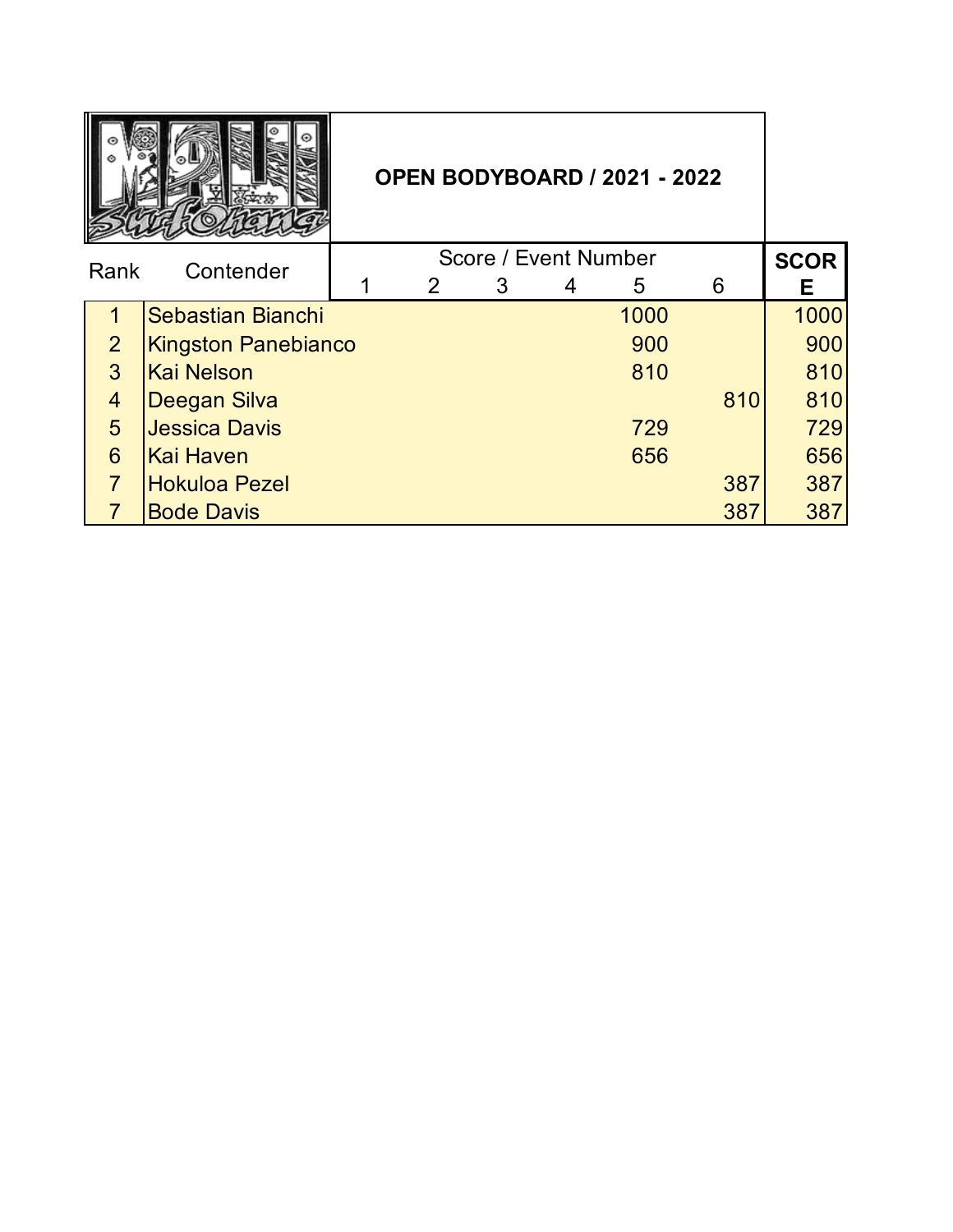## OPEN BODYBOARD / 2021 - 2022

| Rank | Contender | Score / Event Number | | | | | | SCORE |
|---|---|---|---|---|---|---|---|---|
| | | 1 | 2 | 3 | 4 | 5 | 6 | |
| 1 | Sebastian Bianchi | | | | | 1000 | | 1000 |
| 2 | Kingston Panebianco | | | | | 900 | | 900 |
| 3 | Kai Nelson | | | | | 810 | | 810 |
| 4 | Deegan Silva | | | | | | 810 | 810 |
| 5 | Jessica Davis | | | | | 729 | | 729 |
| 6 | Kai Haven | | | | | 656 | | 656 |
| 7 | Hokuloa Pezel | | | | | | 387 | 387 |
| 7 | Bode Davis | | | | | | 387 | 387 |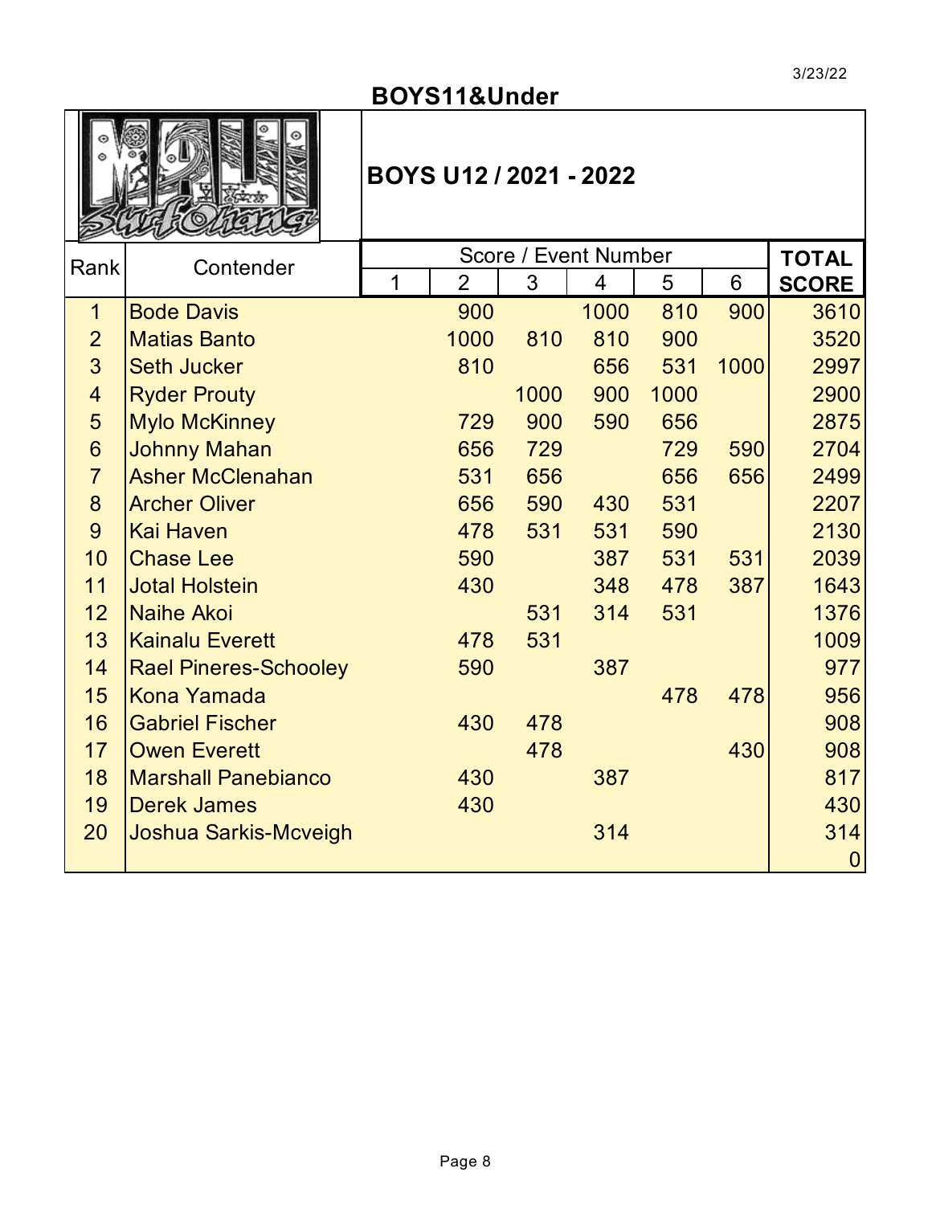3/23/22

# BOYS11&Under

## BOYS U12 / 2021 - 2022

| Rank | Contender | Score / Event Number | | | | | | TOTAL SCORE |
|---|---|---|---|---|---|---|---|---|
| | | 1 | 2 | 3 | 4 | 5 | 6 | |
| 1 | Bode Davis | | 900 | | 1000 | 810 | 900 | 3610 |
| 2 | Matias Banto | | 1000 | 810 | 810 | 900 | | 3520 |
| 3 | Seth Jucker | | 810 | | 656 | 531 | 1000 | 2997 |
| 4 | Ryder Prouty | | | 1000 | 900 | 1000 | | 2900 |
| 5 | Mylo McKinney | | 729 | 900 | 590 | 656 | | 2875 |
| 6 | Johnny Mahan | | 656 | 729 | | 729 | 590 | 2704 |
| 7 | Asher McClenahan | | 531 | 656 | | 656 | 656 | 2499 |
| 8 | Archer Oliver | | 656 | 590 | 430 | 531 | | 2207 |
| 9 | Kai Haven | | 478 | 531 | 531 | 590 | | 2130 |
| 10 | Chase Lee | | 590 | | 387 | 531 | 531 | 2039 |
| 11 | Jotal Holstein | | 430 | | 348 | 478 | 387 | 1643 |
| 12 | Naihe Akoi | | | 531 | 314 | 531 | | 1376 |
| 13 | Kainalu Everett | | 478 | 531 | | | | 1009 |
| 14 | Rael Pineres-Schooley | | 590 | | 387 | | | 977 |
| 15 | Kona Yamada | | | | | 478 | 478 | 956 |
| 16 | Gabriel Fischer | | 430 | 478 | | | | 908 |
| 17 | Owen Everett | | | 478 | | | 430 | 908 |
| 18 | Marshall Panebianco | | 430 | | 387 | | | 817 |
| 19 | Derek James | | 430 | | | | | 430 |
| 20 | Joshua Sarkis-Mcveigh | | | | 314 | | | 314 |
| | | | | | | | | 0 |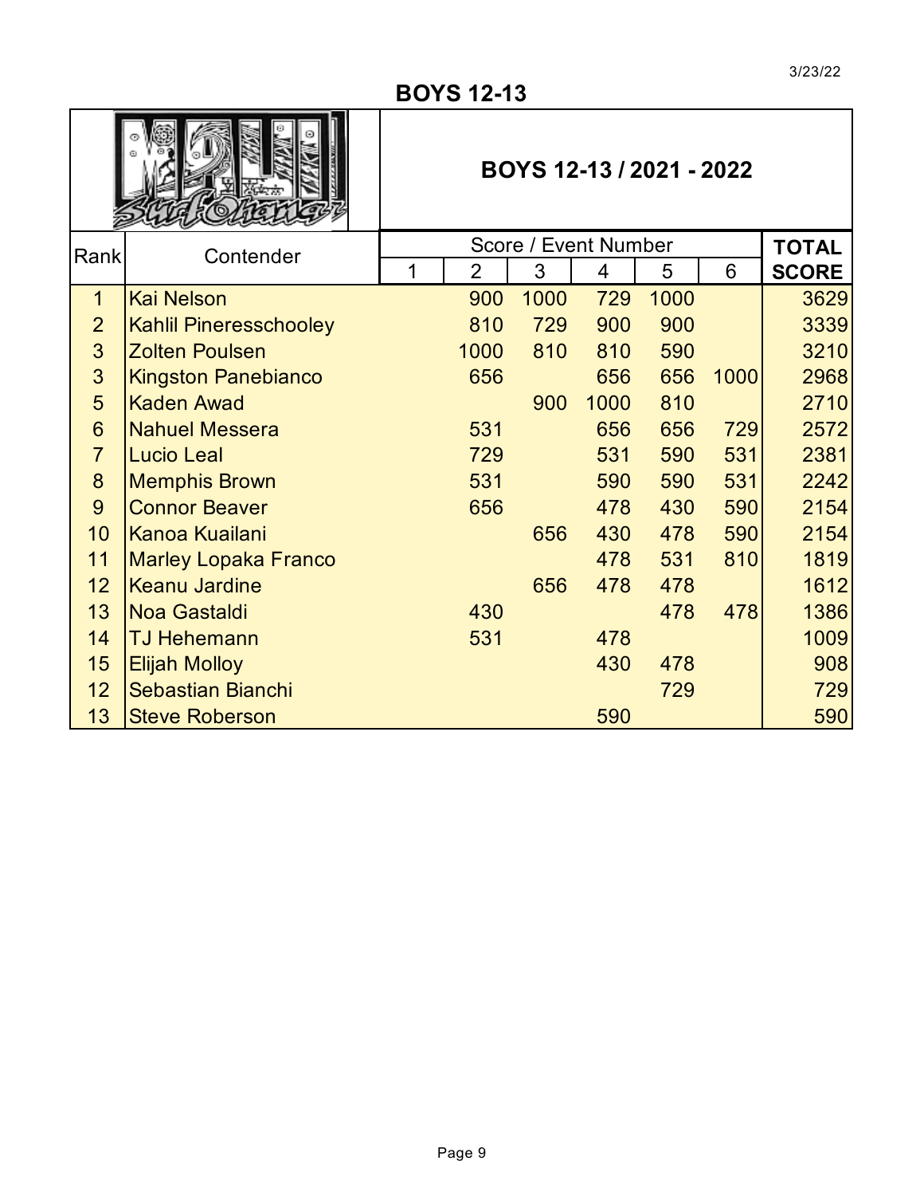3/23/22

# BOYS 12-13

## BOYS 12-13 / 2021 - 2022

| Rank | Contender | Score / Event Number | | | | | | TOTAL SCORE |
|---|---|---|---|---|---|---|---|---|
| | | 1 | 2 | 3 | 4 | 5 | 6 | |
| 1 | Kai Nelson | | 900 | 1000 | 729 | 1000 | | 3629 |
| 2 | Kahlil Pineresschooley | | 810 | 729 | 900 | 900 | | 3339 |
| 3 | Zolten Poulsen | | 1000 | 810 | 810 | 590 | | 3210 |
| 3 | Kingston Panebianco | | 656 | | 656 | 656 | 1000 | 2968 |
| 5 | Kaden Awad | | | 900 | 1000 | 810 | | 2710 |
| 6 | Nahuel Messera | | 531 | | 656 | 656 | 729 | 2572 |
| 7 | Lucio Leal | | 729 | | 531 | 590 | 531 | 2381 |
| 8 | Memphis Brown | | 531 | | 590 | 590 | 531 | 2242 |
| 9 | Connor Beaver | | 656 | | 478 | 430 | 590 | 2154 |
| 10 | Kanoa Kuailani | | | 656 | 430 | 478 | 590 | 2154 |
| 11 | Marley Lopaka Franco | | | | 478 | 531 | 810 | 1819 |
| 12 | Keanu Jardine | | | 656 | 478 | 478 | | 1612 |
| 13 | Noa Gastaldi | | 430 | | | 478 | 478 | 1386 |
| 14 | TJ Hehemann | | 531 | | 478 | | | 1009 |
| 15 | Elijah Molloy | | | | 430 | 478 | | 908 |
| 12 | Sebastian Bianchi | | | | | 729 | | 729 |
| 13 | Steve Roberson | | | | 590 | | | 590 |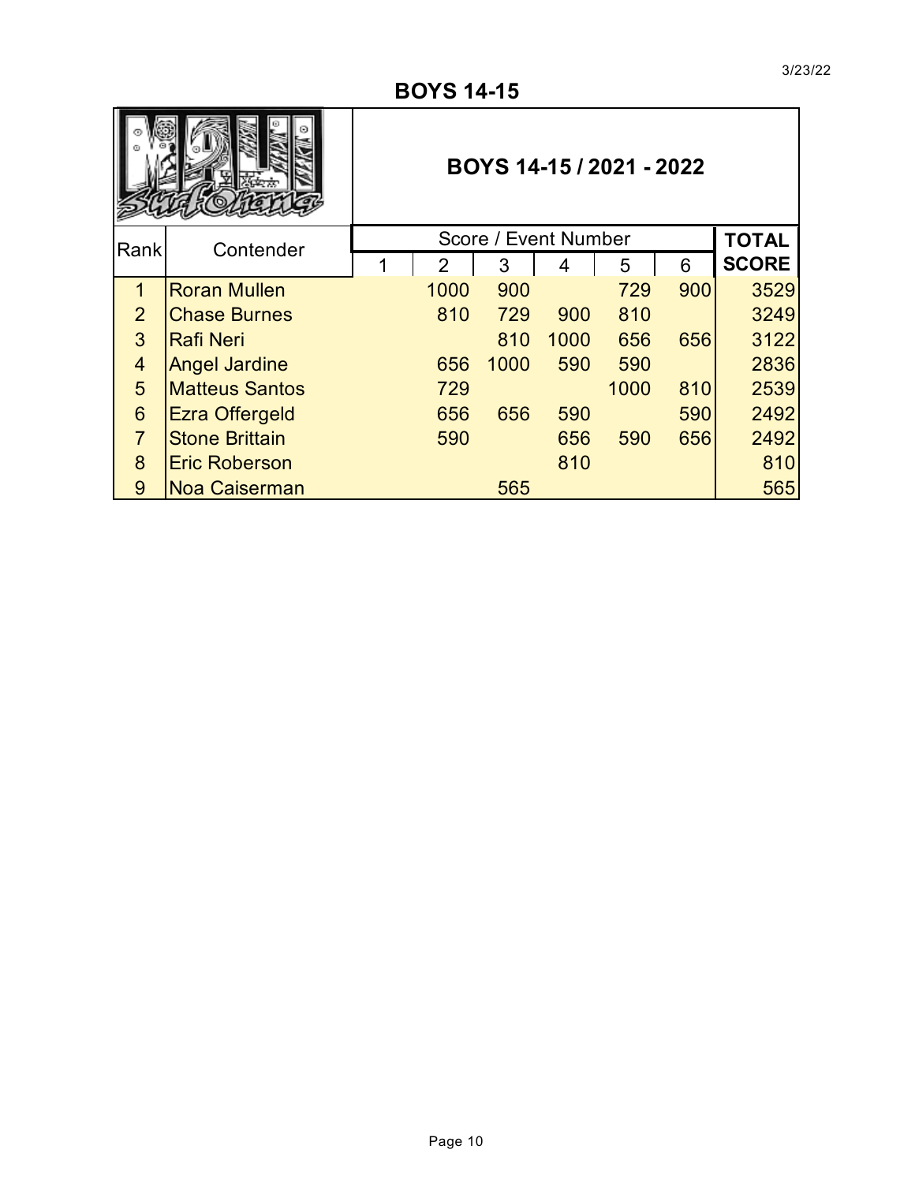3/23/22

# BOYS 14-15

## BOYS 14-15 / 2021 - 2022

| Rank | Contender | Score / Event Number | | | | | | TOTAL SCORE |
|---|---|---|---|---|---|---|---|---|
| | | 1 | 2 | 3 | 4 | 5 | 6 | |
| 1 | Roran Mullen | | 1000 | 900 | | 729 | 900 | 3529 |
| 2 | Chase Burnes | | 810 | 729 | 900 | 810 | | 3249 |
| 3 | Rafi Neri | | | 810 | 1000 | 656 | 656 | 3122 |
| 4 | Angel Jardine | | 656 | 1000 | 590 | 590 | | 2836 |
| 5 | Matteus Santos | | 729 | | | 1000 | 810 | 2539 |
| 6 | Ezra Offergeld | | 656 | 656 | 590 | | 590 | 2492 |
| 7 | Stone Brittain | | 590 | | 656 | 590 | 656 | 2492 |
| 8 | Eric Roberson | | | | 810 | | | 810 |
| 9 | Noa Caiserman | | | 565 | | | | 565 |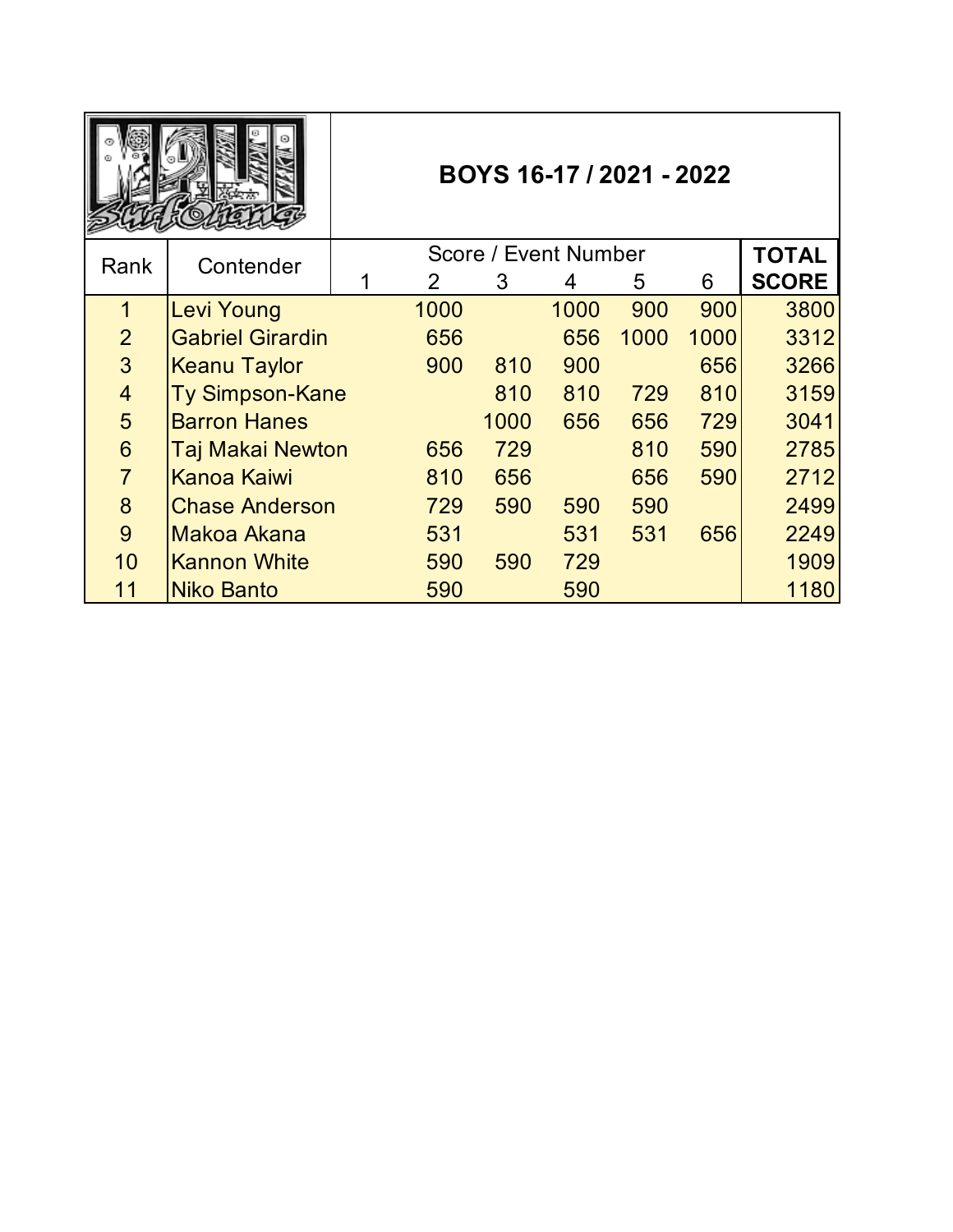# BOYS 16-17 / 2021 - 2022

| Rank | Contender | Score / Event Number | | | | | | TOTAL SCORE |
|---|---|---|---|---|---|---|---|---|
| | | 1 | 2 | 3 | 4 | 5 | 6 | |
| 1 | Levi Young | | 1000 | | 1000 | 900 | 900 | 3800 |
| 2 | Gabriel Girardin | | 656 | | 656 | 1000 | 1000 | 3312 |
| 3 | Keanu Taylor | | 900 | 810 | 900 | | 656 | 3266 |
| 4 | Ty Simpson-Kane | | | 810 | 810 | 729 | 810 | 3159 |
| 5 | Barron Hanes | | | 1000 | 656 | 656 | 729 | 3041 |
| 6 | Taj Makai Newton | | 656 | 729 | | 810 | 590 | 2785 |
| 7 | Kanoa Kaiwi | | 810 | 656 | | 656 | 590 | 2712 |
| 8 | Chase Anderson | | 729 | 590 | 590 | 590 | | 2499 |
| 9 | Makoa Akana | | 531 | | 531 | 531 | 656 | 2249 |
| 10 | Kannon White | | 590 | 590 | 729 | | | 1909 |
| 11 | Niko Banto | | 590 | | 590 | | | 1180 |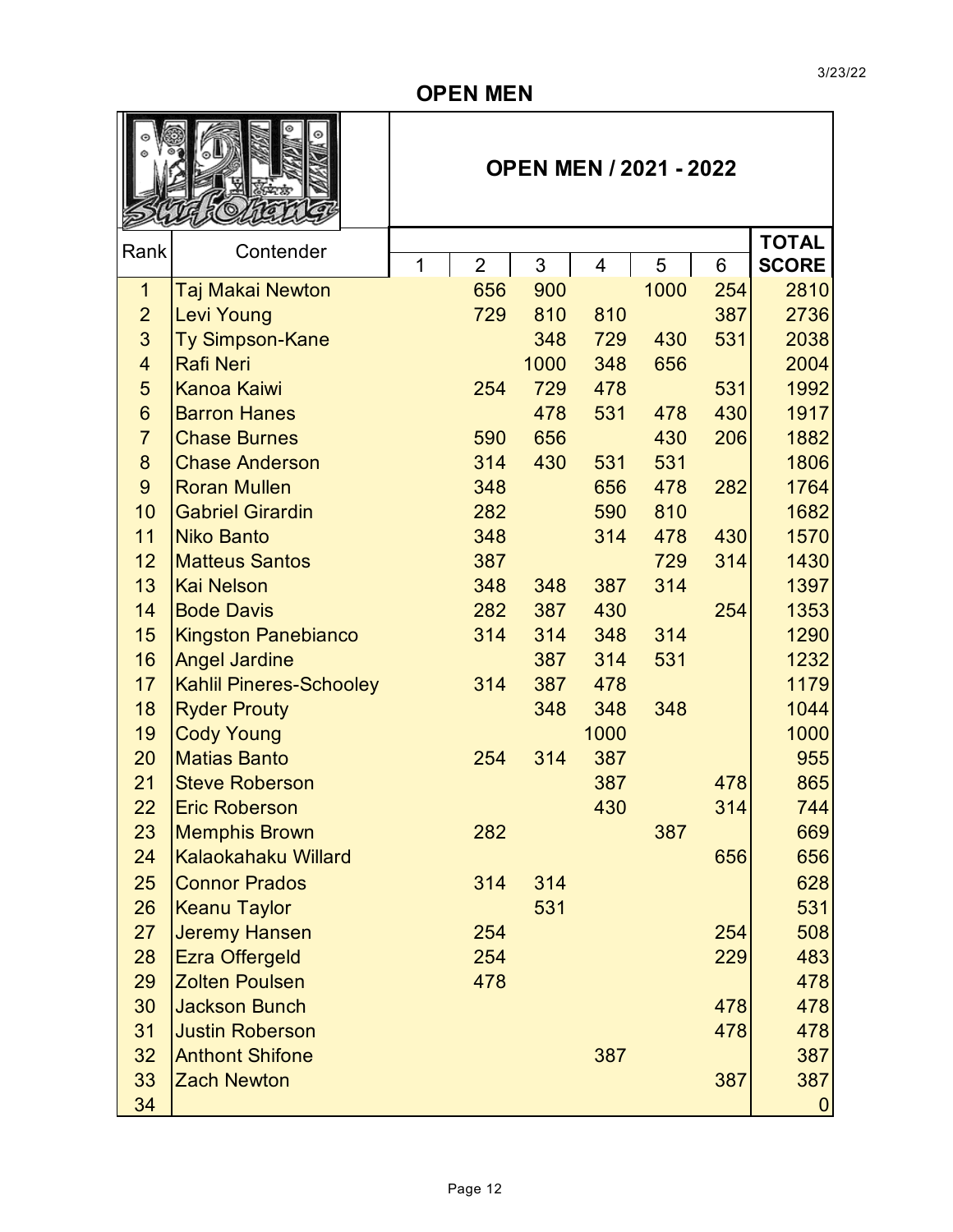## OPEN MEN

### OPEN MEN / 2021 - 2022

| Rank | Contender | 1 | 2 | 3 | 4 | 5 | 6 | TOTAL SCORE |
|---|---|---|---|---|---|---|---|---|
| 1 | Taj Makai Newton | | 656 | 900 | | 1000 | 254 | 2810 |
| 2 | Levi Young | | 729 | 810 | 810 | | 387 | 2736 |
| 3 | Ty Simpson-Kane | | | 348 | 729 | 430 | 531 | 2038 |
| 4 | Rafi Neri | | | 1000 | 348 | 656 | | 2004 |
| 5 | Kanoa Kaiwi | | 254 | 729 | 478 | | 531 | 1992 |
| 6 | Barron Hanes | | | 478 | 531 | 478 | 430 | 1917 |
| 7 | Chase Burnes | | 590 | 656 | | 430 | 206 | 1882 |
| 8 | Chase Anderson | | 314 | 430 | 531 | 531 | | 1806 |
| 9 | Roran Mullen | | 348 | | 656 | 478 | 282 | 1764 |
| 10 | Gabriel Girardin | | 282 | | 590 | 810 | | 1682 |
| 11 | Niko Banto | | 348 | | 314 | 478 | 430 | 1570 |
| 12 | Matteus Santos | | 387 | | | 729 | 314 | 1430 |
| 13 | Kai Nelson | | 348 | 348 | 387 | 314 | | 1397 |
| 14 | Bode Davis | | 282 | 387 | 430 | | 254 | 1353 |
| 15 | Kingston Panebianco | | 314 | 314 | 348 | 314 | | 1290 |
| 16 | Angel Jardine | | | 387 | 314 | 531 | | 1232 |
| 17 | Kahlil Pineres-Schooley | | 314 | 387 | 478 | | | 1179 |
| 18 | Ryder Prouty | | | 348 | 348 | 348 | | 1044 |
| 19 | Cody Young | | | | 1000 | | | 1000 |
| 20 | Matias Banto | | 254 | 314 | 387 | | | 955 |
| 21 | Steve Roberson | | | | 387 | | 478 | 865 |
| 22 | Eric Roberson | | | | 430 | | 314 | 744 |
| 23 | Memphis Brown | | 282 | | | 387 | | 669 |
| 24 | Kalaokahaku Willard | | | | | | 656 | 656 |
| 25 | Connor Prados | | 314 | 314 | | | | 628 |
| 26 | Keanu Taylor | | | 531 | | | | 531 |
| 27 | Jeremy Hansen | | 254 | | | | 254 | 508 |
| 28 | Ezra Offergeld | | 254 | | | | 229 | 483 |
| 29 | Zolten Poulsen | | 478 | | | | | 478 |
| 30 | Jackson Bunch | | | | | | 478 | 478 |
| 31 | Justin Roberson | | | | | | 478 | 478 |
| 32 | Anthont Shifone | | | | 387 | | | 387 |
| 33 | Zach Newton | | | | | | 387 | 387 |
| 34 | | | | | | | | 0 |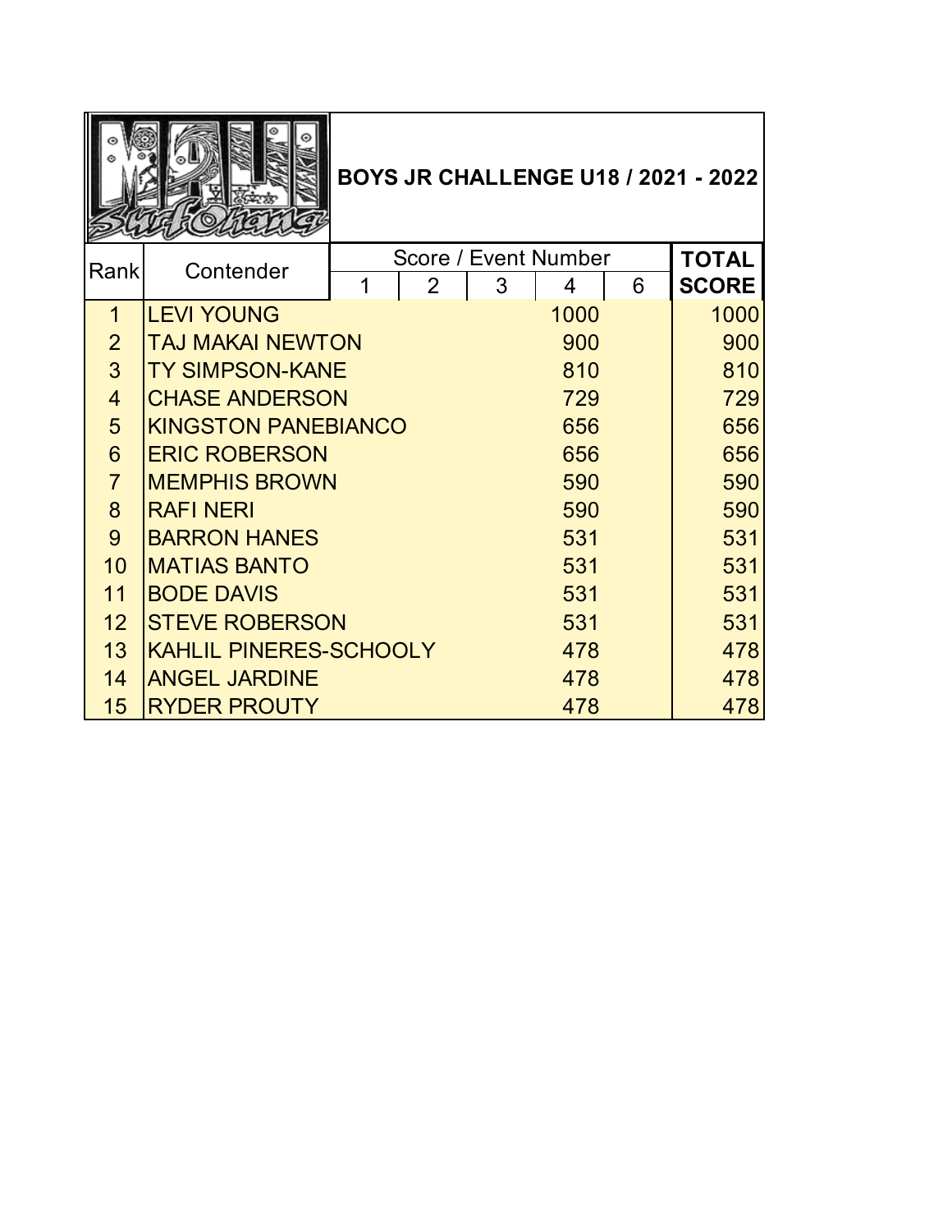# BOYS JR CHALLENGE U18 / 2021 - 2022

| Rank | Contender | Score / Event Number | | | | | TOTAL SCORE |
|---|---|---|---|---|---|---|---|
| | | 1 | 2 | 3 | 4 | 6 | |
| 1 | LEVI YOUNG | | | | 1000 | | 1000 |
| 2 | TAJ MAKAI NEWTON | | | | 900 | | 900 |
| 3 | TY SIMPSON-KANE | | | | 810 | | 810 |
| 4 | CHASE ANDERSON | | | | 729 | | 729 |
| 5 | KINGSTON PANEBIANCO | | | | 656 | | 656 |
| 6 | ERIC ROBERSON | | | | 656 | | 656 |
| 7 | MEMPHIS BROWN | | | | 590 | | 590 |
| 8 | RAFI NERI | | | | 590 | | 590 |
| 9 | BARRON HANES | | | | 531 | | 531 |
| 10 | MATIAS BANTO | | | | 531 | | 531 |
| 11 | BODE DAVIS | | | | 531 | | 531 |
| 12 | STEVE ROBERSON | | | | 531 | | 531 |
| 13 | KAHLIL PINERES-SCHOOLY | | | | 478 | | 478 |
| 14 | ANGEL JARDINE | | | | 478 | | 478 |
| 15 | RYDER PROUTY | | | | 478 | | 478 |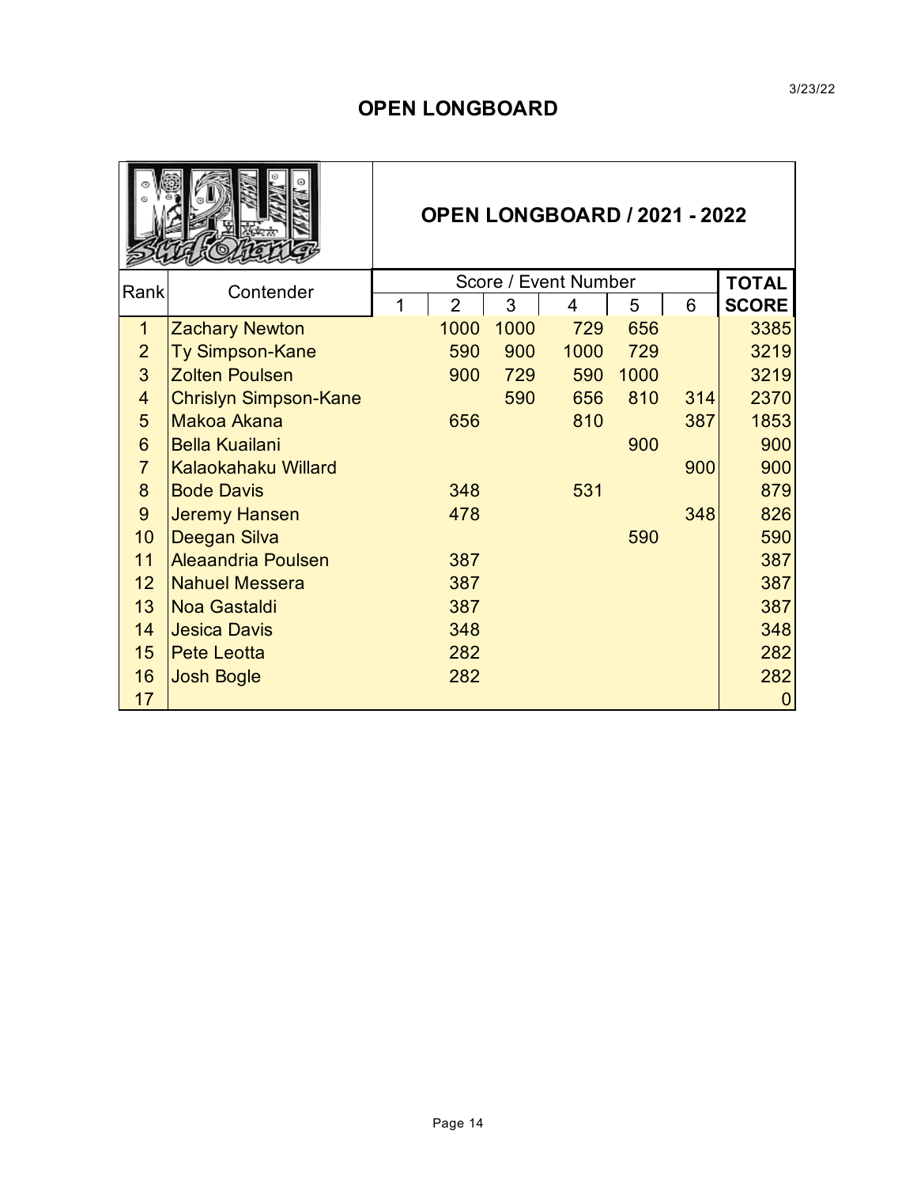3/23/22

# OPEN LONGBOARD

## OPEN LONGBOARD / 2021 - 2022

| Rank | Contender | Score / Event Number | | | | | | TOTAL SCORE |
|---|---|---|---|---|---|---|---|---|
| | | 1 | 2 | 3 | 4 | 5 | 6 | |
| 1 | Zachary Newton | | 1000 | 1000 | 729 | 656 | | 3385 |
| 2 | Ty Simpson-Kane | | 590 | 900 | 1000 | 729 | | 3219 |
| 3 | Zolten Poulsen | | 900 | 729 | 590 | 1000 | | 3219 |
| 4 | Chrislyn Simpson-Kane | | | 590 | 656 | 810 | 314 | 2370 |
| 5 | Makoa Akana | | 656 | | 810 | | 387 | 1853 |
| 6 | Bella Kuailani | | | | | 900 | | 900 |
| 7 | Kalaokahaku Willard | | | | | | 900 | 900 |
| 8 | Bode Davis | | 348 | | 531 | | | 879 |
| 9 | Jeremy Hansen | | 478 | | | | 348 | 826 |
| 10 | Deegan Silva | | | | | 590 | | 590 |
| 11 | Aleaandria Poulsen | | 387 | | | | | 387 |
| 12 | Nahuel Messera | | 387 | | | | | 387 |
| 13 | Noa Gastaldi | | 387 | | | | | 387 |
| 14 | Jesica Davis | | 348 | | | | | 348 |
| 15 | Pete Leotta | | 282 | | | | | 282 |
| 16 | Josh Bogle | | 282 | | | | | 282 |
| 17 | | | | | | | | 0 |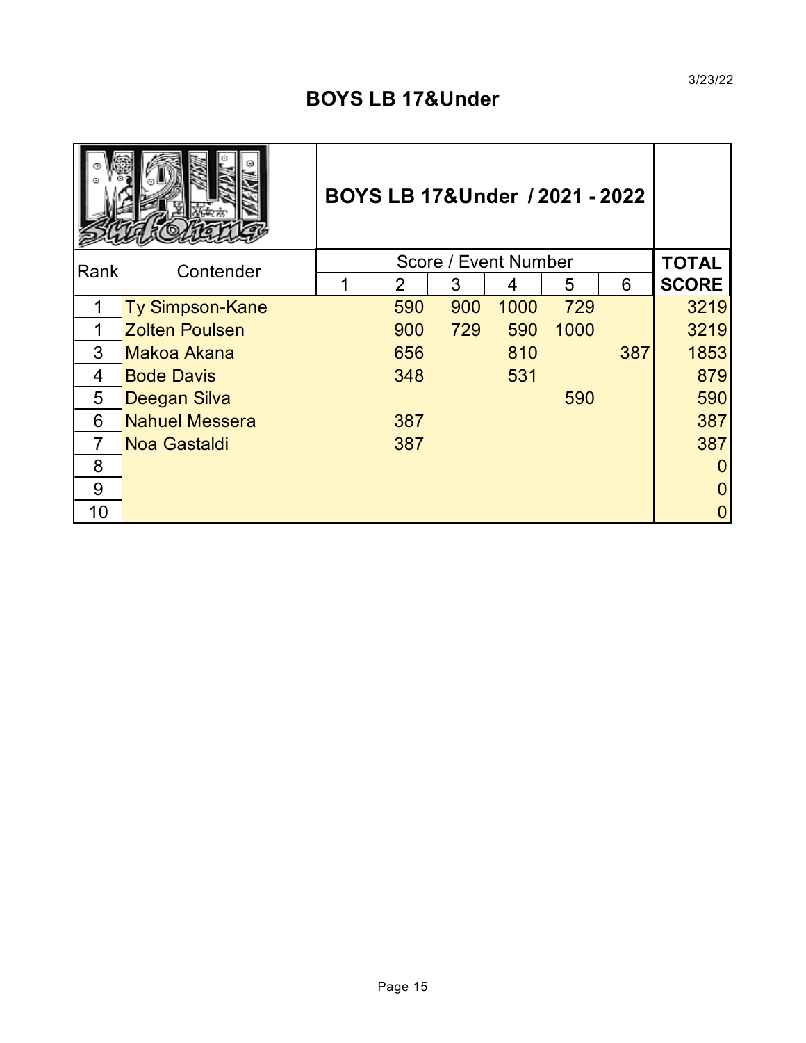3/23/22

# BOYS LB 17&Under

| | | BOYS LB 17&Under / 2021 - 2022 | | | | | | |
|---|---|---|---|---|---|---|---|---|
| Rank | Contender | Score / Event Number | | | | | | TOTAL SCORE |
| | | 1 | 2 | 3 | 4 | 5 | 6 | |
| 1 | Ty Simpson-Kane | | 590 | 900 | 1000 | 729 | | 3219 |
| 1 | Zolten Poulsen | | 900 | 729 | 590 | 1000 | | 3219 |
| 3 | Makoa Akana | | 656 | | 810 | | 387 | 1853 |
| 4 | Bode Davis | | 348 | | 531 | | | 879 |
| 5 | Deegan Silva | | | | | 590 | | 590 |
| 6 | Nahuel Messera | | 387 | | | | | 387 |
| 7 | Noa Gastaldi | | 387 | | | | | 387 |
| 8 | | | | | | | | 0 |
| 9 | | | | | | | | 0 |
| 10 | | | | | | | | 0 |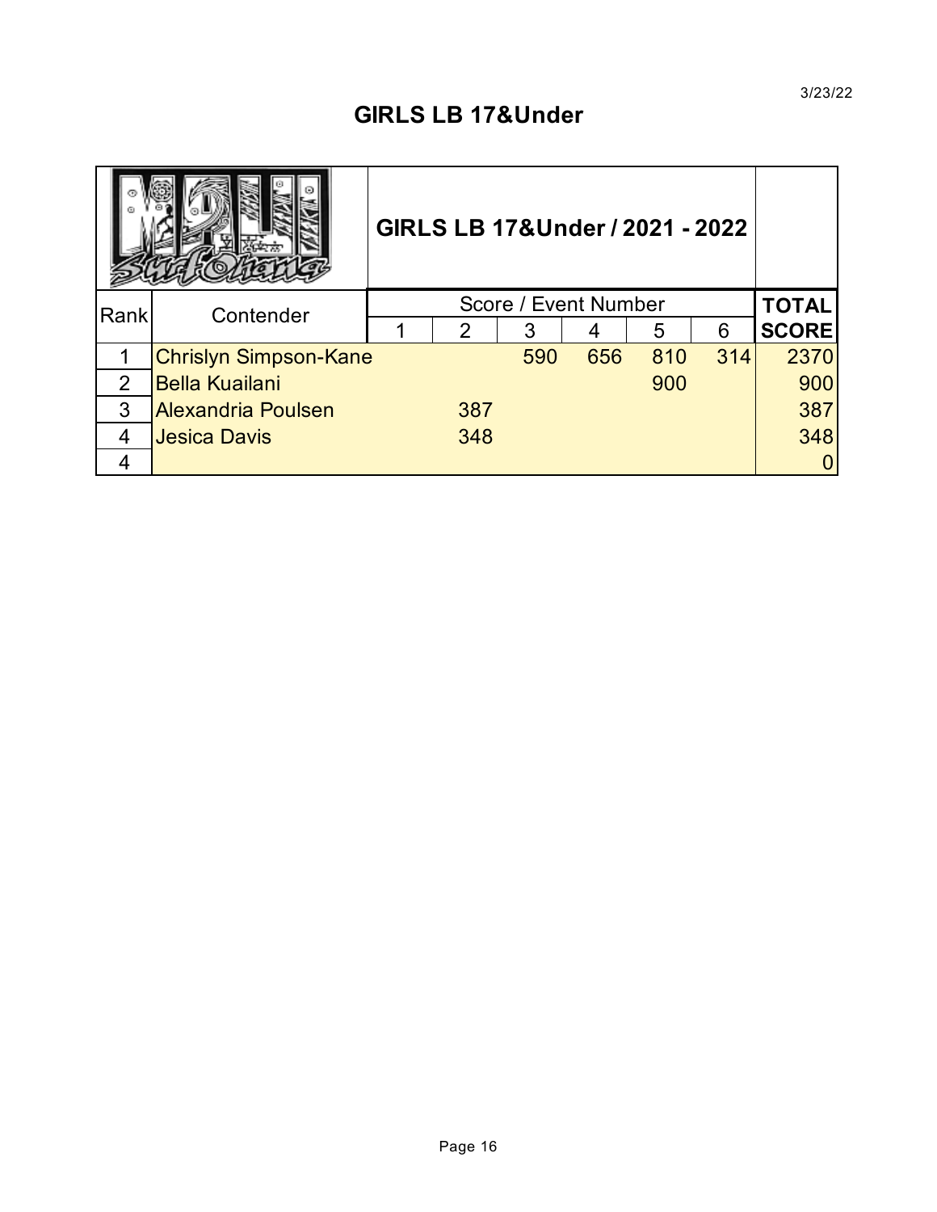3/23/22

## GIRLS LB 17&Under

| | | GIRLS LB 17&Under / 2021 - 2022 | | | | | | |
|---|---|---|---|---|---|---|---|---|
| Rank | Contender | Score / Event Number | | | | | | TOTAL SCORE |
| | | 1 | 2 | 3 | 4 | 5 | 6 | |
| 1 | Chrislyn Simpson-Kane | | | 590 | 656 | 810 | 314 | 2370 |
| 2 | Bella Kuailani | | | | | 900 | | 900 |
| 3 | Alexandria Poulsen | | 387 | | | | | 387 |
| 4 | Jesica Davis | | 348 | | | | | 348 |
| 4 | | | | | | | | 0 |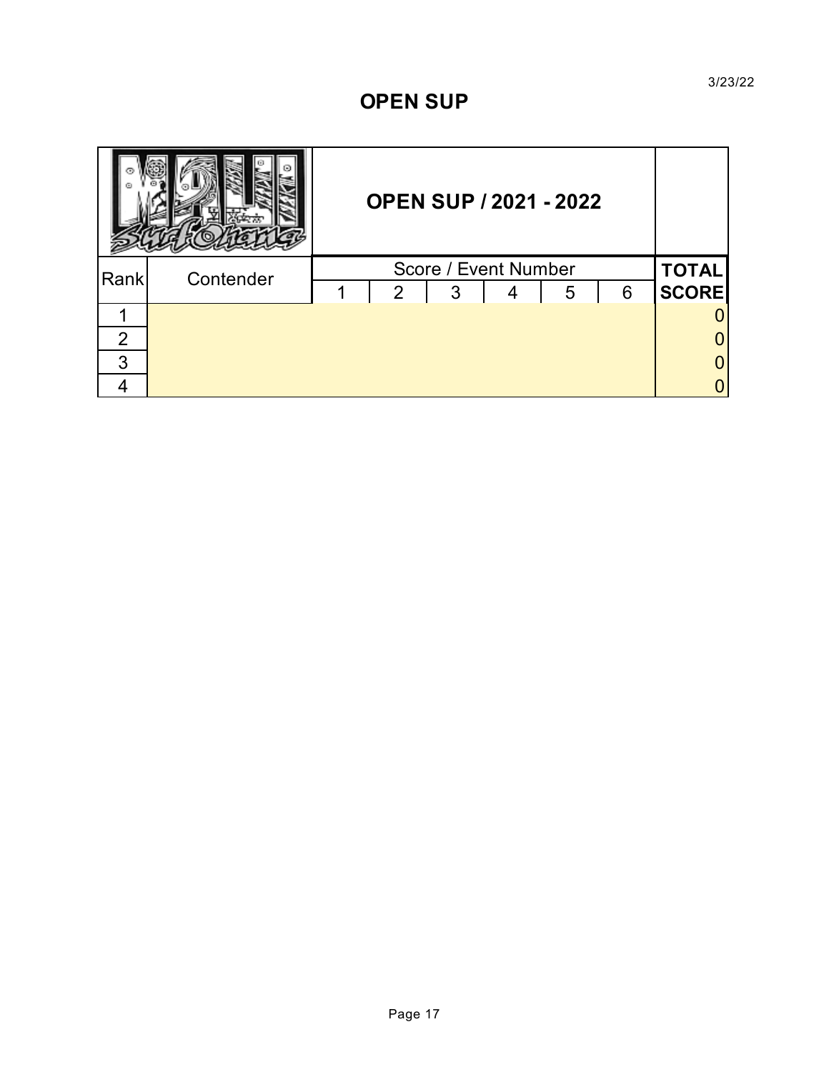3/23/22

# OPEN SUP

| | | OPEN SUP / 2021 - 2022 | | | | | | |
|---|---|---|---|---|---|---|---|---|
| Rank | Contender | Score / Event Number | | | | | | TOTAL SCORE |
| | | 1 | 2 | 3 | 4 | 5 | 6 | |
| 1 | | | | | | | | 0 |
| 2 | | | | | | | | 0 |
| 3 | | | | | | | | 0 |
| 4 | | | | | | | | 0 |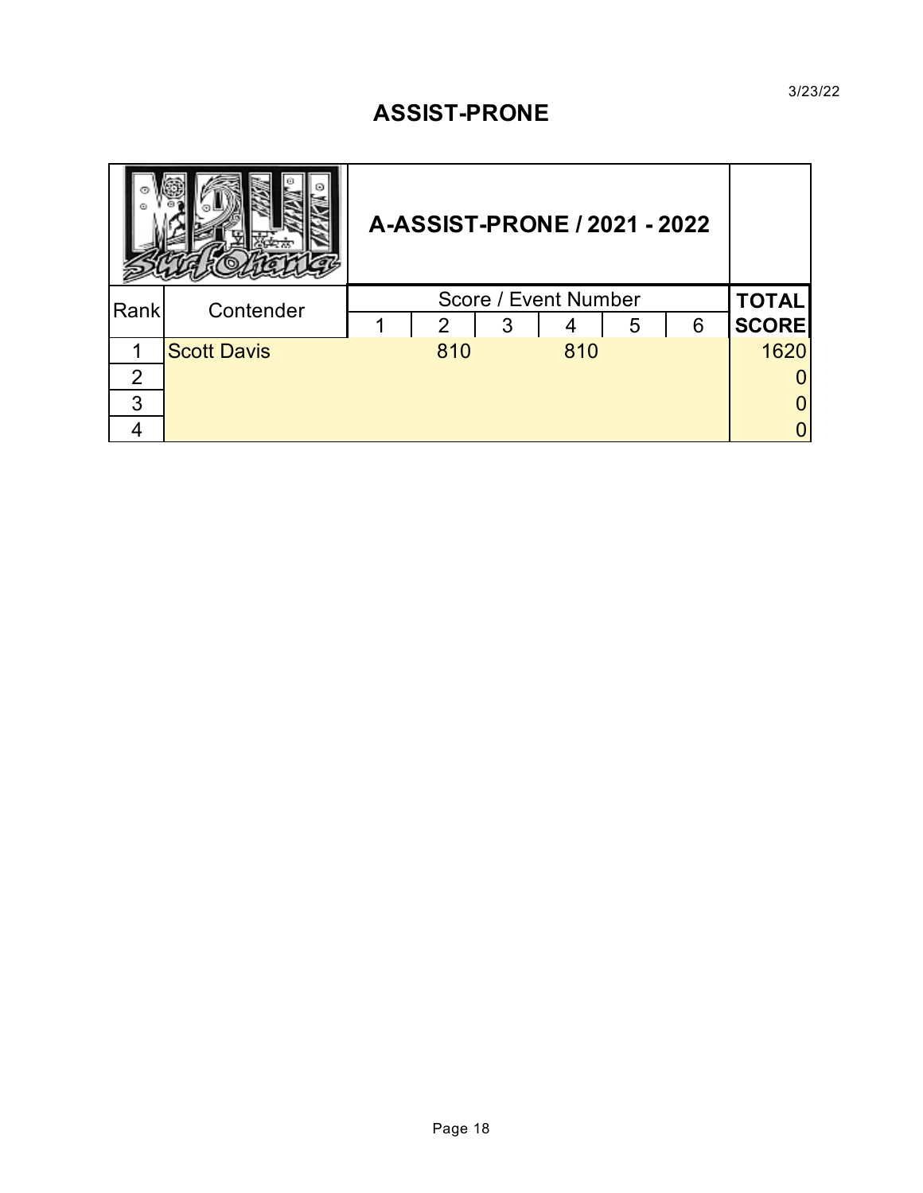3/23/22

# ASSIST-PRONE

## A-ASSIST-PRONE / 2021 - 2022

| Rank | Contender | Score / Event Number | | | | | | TOTAL SCORE |
|---|---|---|---|---|---|---|---|---|
| | | 1 | 2 | 3 | 4 | 5 | 6 | |
| 1 | Scott Davis | | 810 | | 810 | | | 1620 |
| 2 | | | | | | | | 0 |
| 3 | | | | | | | | 0 |
| 4 | | | | | | | | 0 |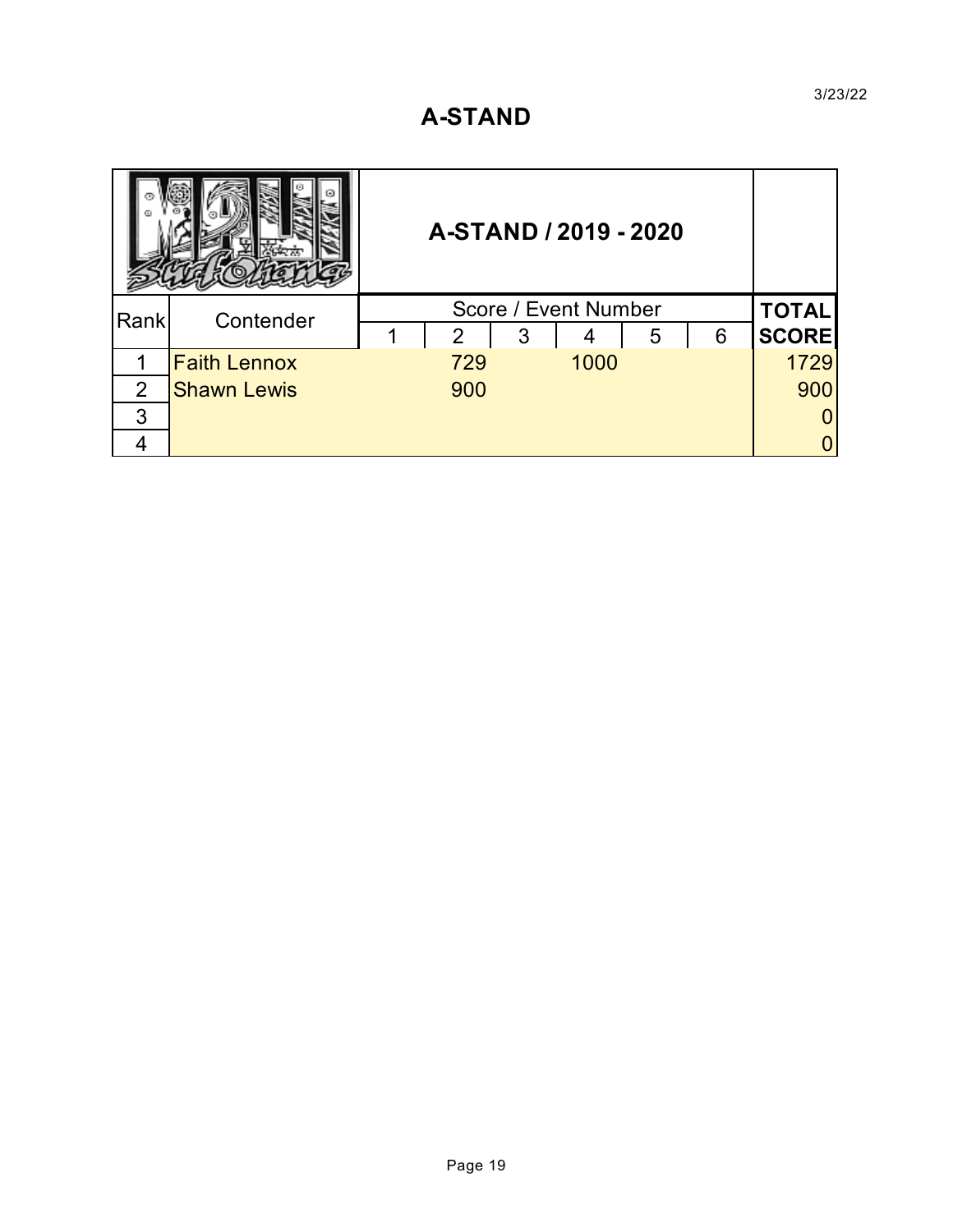3/23/22

# A-STAND

| Rank | Contender | Score / Event Number | | | | | | TOTAL SCORE |
|---|---|---|---|---|---|---|---|---|
| | | 1 | 2 | 3 | 4 | 5 | 6 | |
| 1 | Faith Lennox | | 729 | | 1000 | | | 1729 |
| 2 | Shawn Lewis | | 900 | | | | | 900 |
| 3 | | | | | | | | 0 |
| 4 | | | | | | | | 0 |

**A-STAND / 2019 - 2020**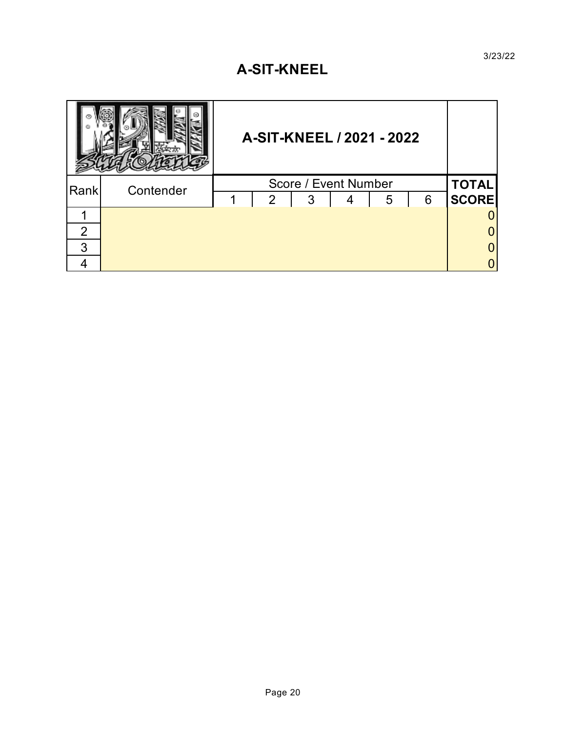3/23/22

# A-SIT-KNEEL

## A-SIT-KNEEL / 2021 - 2022

| Rank | Contender | Score / Event Number | | | | | | TOTAL SCORE |
|---|---|---|---|---|---|---|---|---|
| | | 1 | 2 | 3 | 4 | 5 | 6 | |
| 1 | | | | | | | | 0 |
| 2 | | | | | | | | 0 |
| 3 | | | | | | | | 0 |
| 4 | | | | | | | | 0 |